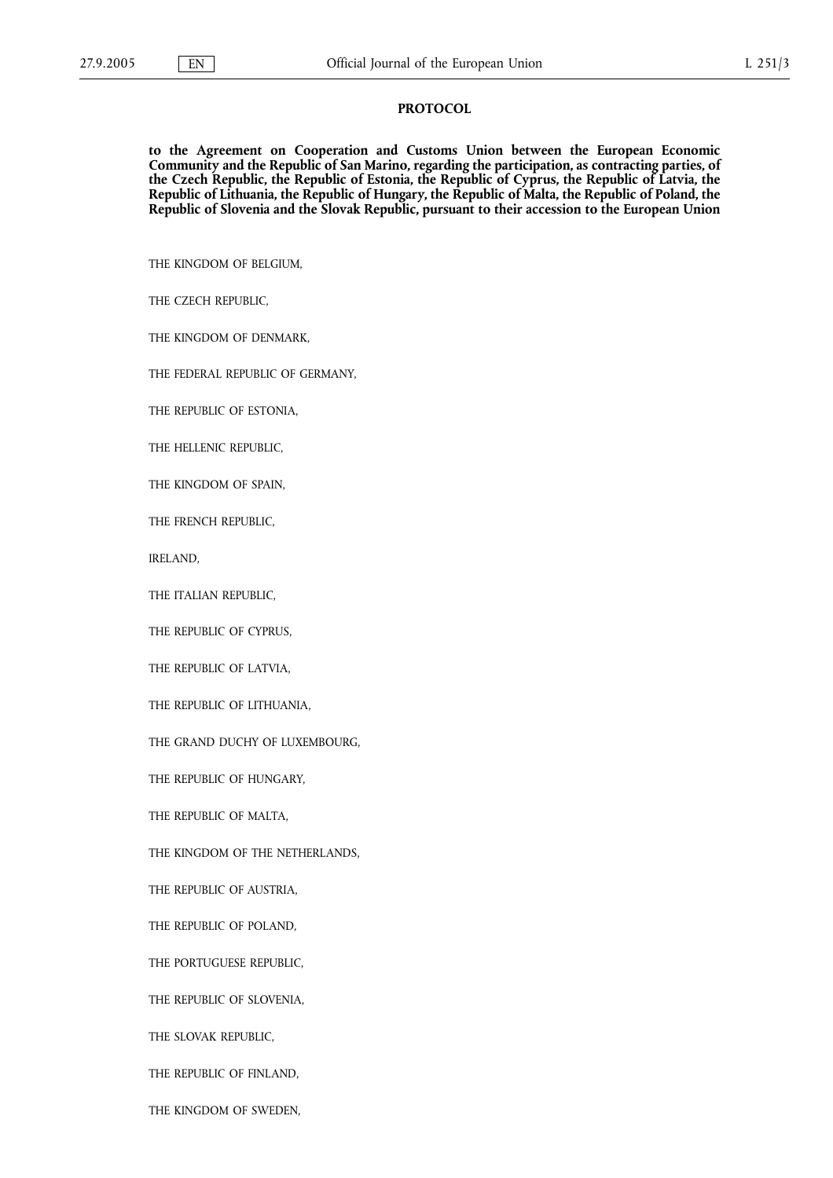# PROTOCOL

**to the Agreement on Cooperation and Customs Union between the European Economic Community and the Republic of San Marino, regarding the participation, as contracting parties, of the Czech Republic, the Republic of Estonia, the Republic of Cyprus, the Republic of Latvia, the Republic of Lithuania, the Republic of Hungary, the Republic of Malta, the Republic of Poland, the Republic of Slovenia and the Slovak Republic, pursuant to their accession to the European Union**

THE KINGDOM OF BELGIUM,

THE CZECH REPUBLIC,

THE KINGDOM OF DENMARK,

THE FEDERAL REPUBLIC OF GERMANY,

THE REPUBLIC OF ESTONIA,

THE HELLENIC REPUBLIC,

THE KINGDOM OF SPAIN,

THE FRENCH REPUBLIC,

IRELAND,

THE ITALIAN REPUBLIC,

THE REPUBLIC OF CYPRUS,

THE REPUBLIC OF LATVIA,

THE REPUBLIC OF LITHUANIA,

THE GRAND DUCHY OF LUXEMBOURG,

THE REPUBLIC OF HUNGARY,

THE REPUBLIC OF MALTA,

THE KINGDOM OF THE NETHERLANDS,

THE REPUBLIC OF AUSTRIA,

THE REPUBLIC OF POLAND,

THE PORTUGUESE REPUBLIC,

THE REPUBLIC OF SLOVENIA,

THE SLOVAK REPUBLIC,

THE REPUBLIC OF FINLAND,

THE KINGDOM OF SWEDEN,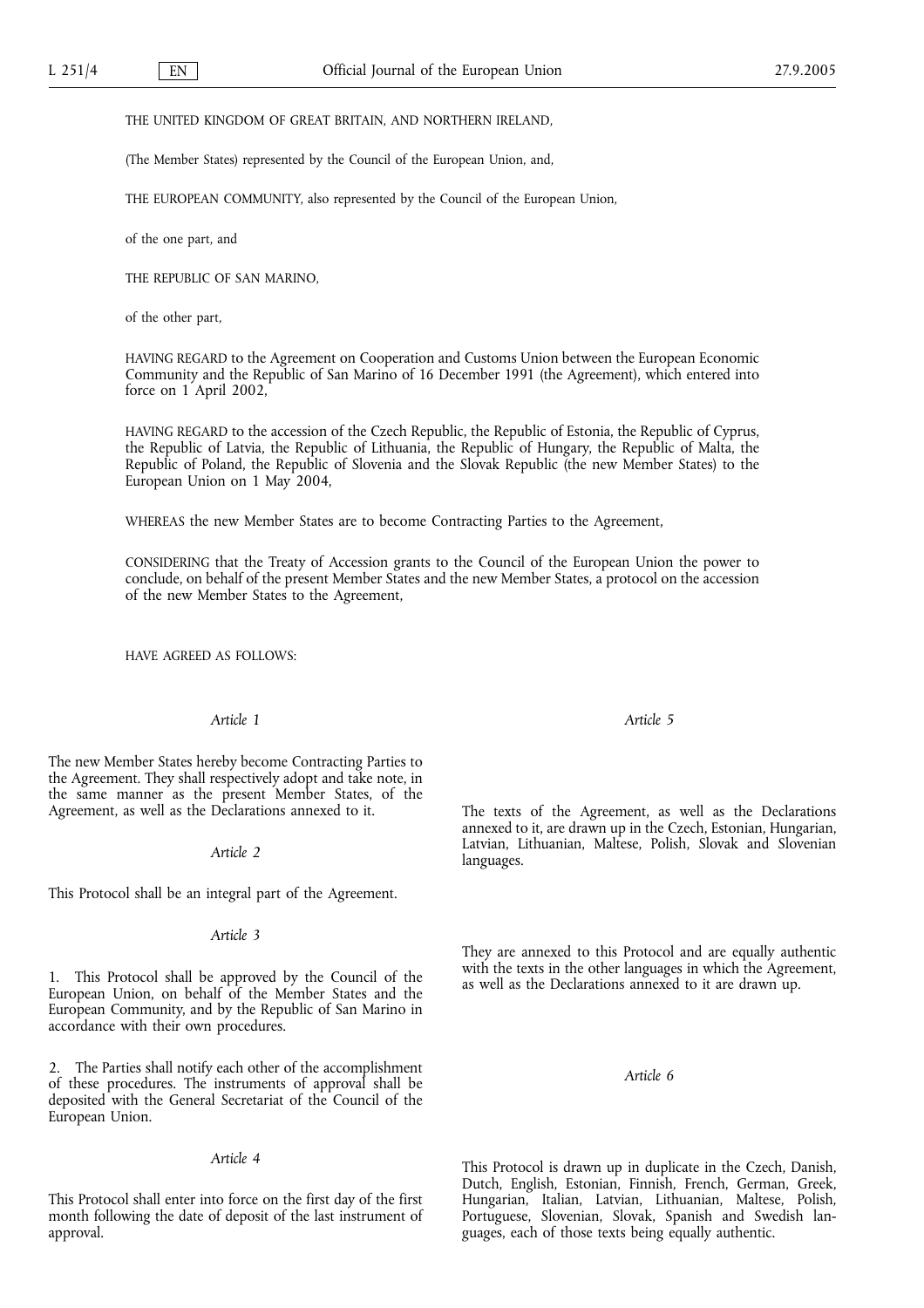THE UNITED KINGDOM OF GREAT BRITAIN, AND NORTHERN IRELAND,

(The Member States) represented by the Council of the European Union, and,

THE EUROPEAN COMMUNITY, also represented by the Council of the European Union,

of the one part, and

THE REPUBLIC OF SAN MARINO,

of the other part,

HAVING REGARD to the Agreement on Cooperation and Customs Union between the European Economic Community and the Republic of San Marino of 16 December 1991 (the Agreement), which entered into force on 1 April 2002,

HAVING REGARD to the accession of the Czech Republic, the Republic of Estonia, the Republic of Cyprus, the Republic of Latvia, the Republic of Lithuania, the Republic of Hungary, the Republic of Malta, the Republic of Poland, the Republic of Slovenia and the Slovak Republic (the new Member States) to the European Union on 1 May 2004,

WHEREAS the new Member States are to become Contracting Parties to the Agreement,

CONSIDERING that the Treaty of Accession grants to the Council of the European Union the power to conclude, on behalf of the present Member States and the new Member States, a protocol on the accession of the new Member States to the Agreement,

HAVE AGREED AS FOLLOWS:

*Article 1*

The new Member States hereby become Contracting Parties to the Agreement. They shall respectively adopt and take note, in the same manner as the present Member States, of the Agreement, as well as the Declarations annexed to it.

*Article 2*

This Protocol shall be an integral part of the Agreement.

*Article 3*

1. This Protocol shall be approved by the Council of the European Union, on behalf of the Member States and the European Community, and by the Republic of San Marino in accordance with their own procedures.

2. The Parties shall notify each other of the accomplishment of these procedures. The instruments of approval shall be deposited with the General Secretariat of the Council of the European Union.

*Article 4*

This Protocol shall enter into force on the first day of the first month following the date of deposit of the last instrument of approval.

*Article 5*

The texts of the Agreement, as well as the Declarations annexed to it, are drawn up in the Czech, Estonian, Hungarian, Latvian, Lithuanian, Maltese, Polish, Slovak and Slovenian languages.

They are annexed to this Protocol and are equally authentic with the texts in the other languages in which the Agreement, as well as the Declarations annexed to it are drawn up.

*Article 6*

This Protocol is drawn up in duplicate in the Czech, Danish, Dutch, English, Estonian, Finnish, French, German, Greek, Hungarian, Italian, Latvian, Lithuanian, Maltese, Polish, Portuguese, Slovenian, Slovak, Spanish and Swedish languages, each of those texts being equally authentic.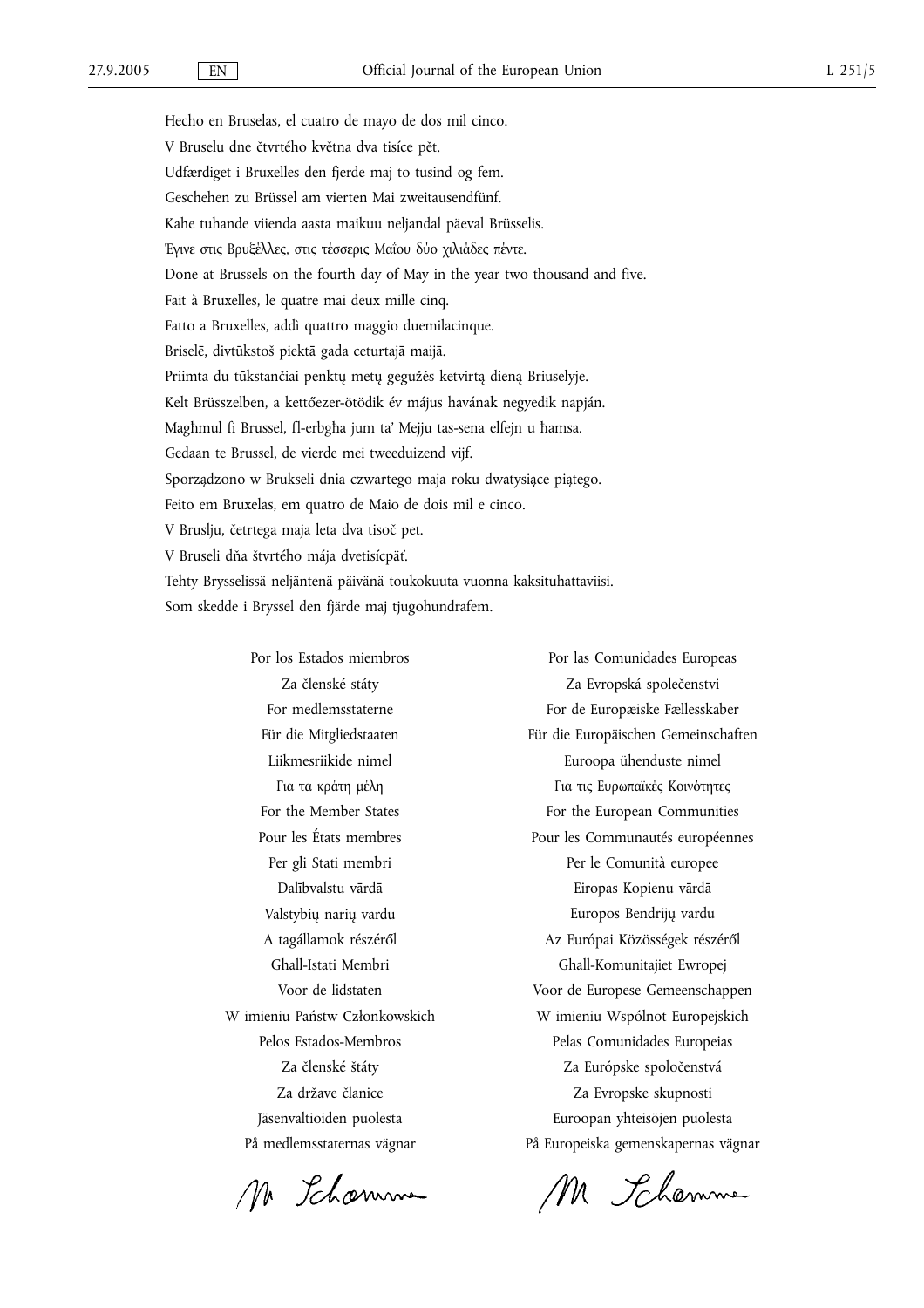Hecho en Bruselas, el cuatro de mayo de dos mil cinco.

V Bruselu dne čtvrtého května dva tisíce pět.

Udfærdiget i Bruxelles den fjerde maj to tusind og fem.

Geschehen zu Brüssel am vierten Mai zweitausendfünf.

Kahe tuhande viienda aasta maikuu neljandal päeval Brüsselis.

Έγινε στις Βρυξέλλες, στις τέσσερις Μαΐου δύο χιλιάδες πέντε.

Done at Brussels on the fourth day of May in the year two thousand and five.

Fait à Bruxelles, le quatre mai deux mille cinq.

Fatto a Bruxelles, addì quattro maggio duemilacinque.

Briselē, divtūkstoš piektā gada ceturtajā maijā.

Priimta du tūkstančiai penktų metų gegužės ketvirtą dieną Briuselyje.

Kelt Brüsszelben, a kettőezer-ötödik év május havának negyedik napján.

Maghmul fi Brussel, fl-erbgha jum ta' Mejju tas-sena elfejn u hamsa.

Gedaan te Brussel, de vierde mei tweeduizend vijf.

Sporządzono w Brukseli dnia czwartego maja roku dwatysiące piątego.

Feito em Bruxelas, em quatro de Maio de dois mil e cinco.

V Bruslju, četrtega maja leta dva tisoč pet.

V Bruseli dňa štvrtého mája dvetisícpäť.

Tehty Brysselissä neljäntenä päivänä toukokuuta vuonna kaksituhattaviisi.

Som skedde i Bryssel den fjärde maj tjugohundrafem.

Por los Estados miembros
Za členské státy
For medlemsstaterne
Für die Mitgliedstaaten
Liikmesriikide nimel
Για τα κράτη μέλη
For the Member States
Pour les États membres
Per gli Stati membri
Dalībvalstu vārdā
Valstybių narių vardu
A tagállamok részéről
Ghall-Istati Membri
Voor de lidstaten
W imieniu Państw Członkowskich
Pelos Estados-Membros
Za členské štáty
Za države članice
Jäsenvaltioiden puolesta
På medlemsstaternas vägnar

M. Schamme

Por las Comunidades Europeas
Za Evropská společenstvi
For de Europæiske Fællesskaber
Für die Europäischen Gemeinschaften
Euroopa ühenduste nimel
Για τις Ευρωπαϊκές Κοινότητες
For the European Communities
Pour les Communautés européennes
Per le Comunità europee
Eiropas Kopienu vārdā
Europos Bendrijų vardu
Az Európai Közösségek részéről
Ghall-Komunitajiet Ewropej
Voor de Europese Gemeenschappen
W imieniu Wspólnot Europejskich
Pelas Comunidades Europeias
Za Európske spoločenstvá
Za Evropske skupnosti
Euroopan yhteisöjen puolesta
På Europeiska gemenskapernas vägnar

M. Schamme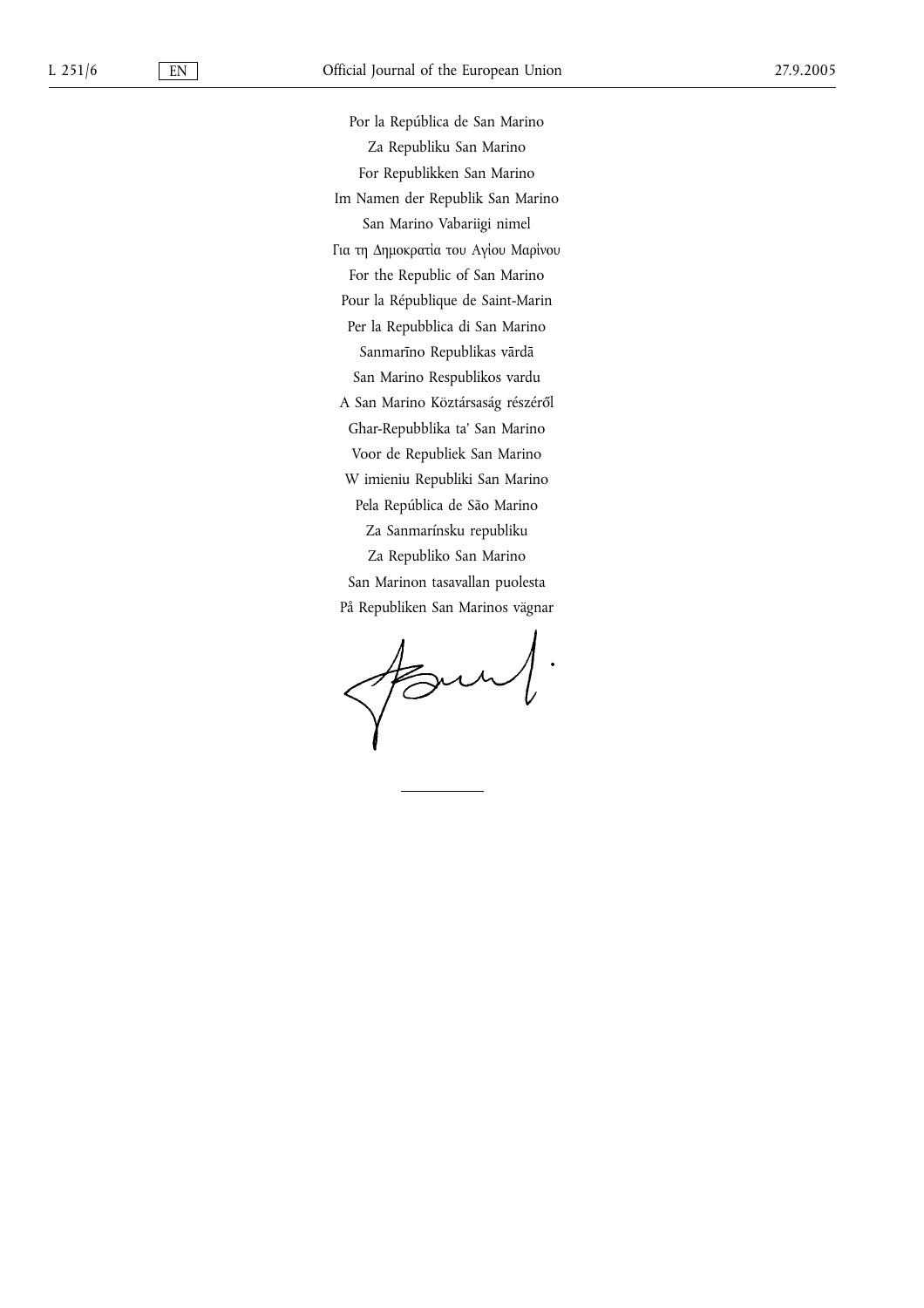Por la República de San Marino

Za Republiku San Marino

For Republikken San Marino

Im Namen der Republik San Marino

San Marino Vabariigi nimel

Για τη Δημοκρατία του Αγίου Μαρίνου

For the Republic of San Marino

Pour la République de Saint-Marin

Per la Repubblica di San Marino

Sanmarīno Republikas vārdā

San Marino Respublikos vardu

A San Marino Köztársaság részéről

Ghar-Repubblika ta' San Marino

Voor de Republiek San Marino

W imieniu Republiki San Marino

Pela República de São Marino

Za Sanmarínsku republiku

Za Republiko San Marino

San Marinon tasavallan puolesta

På Republiken San Marinos vägnar